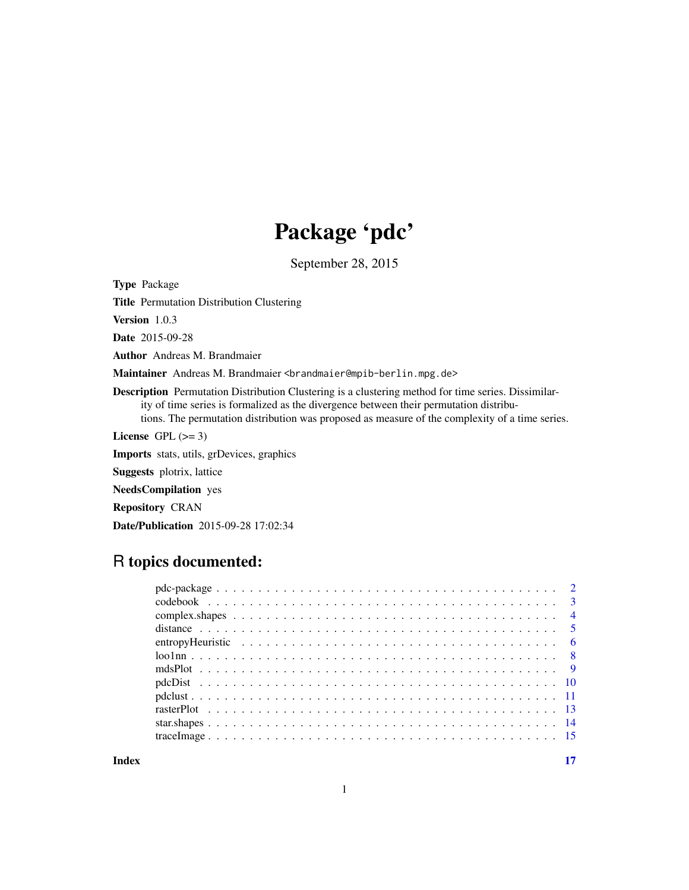# Package 'pdc'

September 28, 2015

**Type** Package

**Title** Permutation Distribution Clustering

**Version** 1.0.3

**Date** 2015-09-28

**Author** Andreas M. Brandmaier

**Maintainer** Andreas M. Brandmaier <brandmaier@mpib-berlin.mpg.de>

**Description** Permutation Distribution Clustering is a clustering method for time series. Dissimilarity of time series is formalized as the divergence between their permutation distributions. The permutation distribution was proposed as measure of the complexity of a time series.

**License** GPL (>= 3)

**Imports** stats, utils, grDevices, graphics

**Suggests** plotrix, lattice

**NeedsCompilation** yes

**Repository** CRAN

**Date/Publication** 2015-09-28 17:02:34

## R topics documented:

| | |
|---|---|
| pdc-package | 2 |
| codebook | 3 |
| complex.shapes | 4 |
| distance | 5 |
| entropyHeuristic | 6 |
| loo1nn | 8 |
| mdsPlot | 9 |
| pdcDist | 10 |
| pdclust | 11 |
| rasterPlot | 13 |
| star.shapes | 14 |
| traceImage | 15 |
| **Index** | **17** |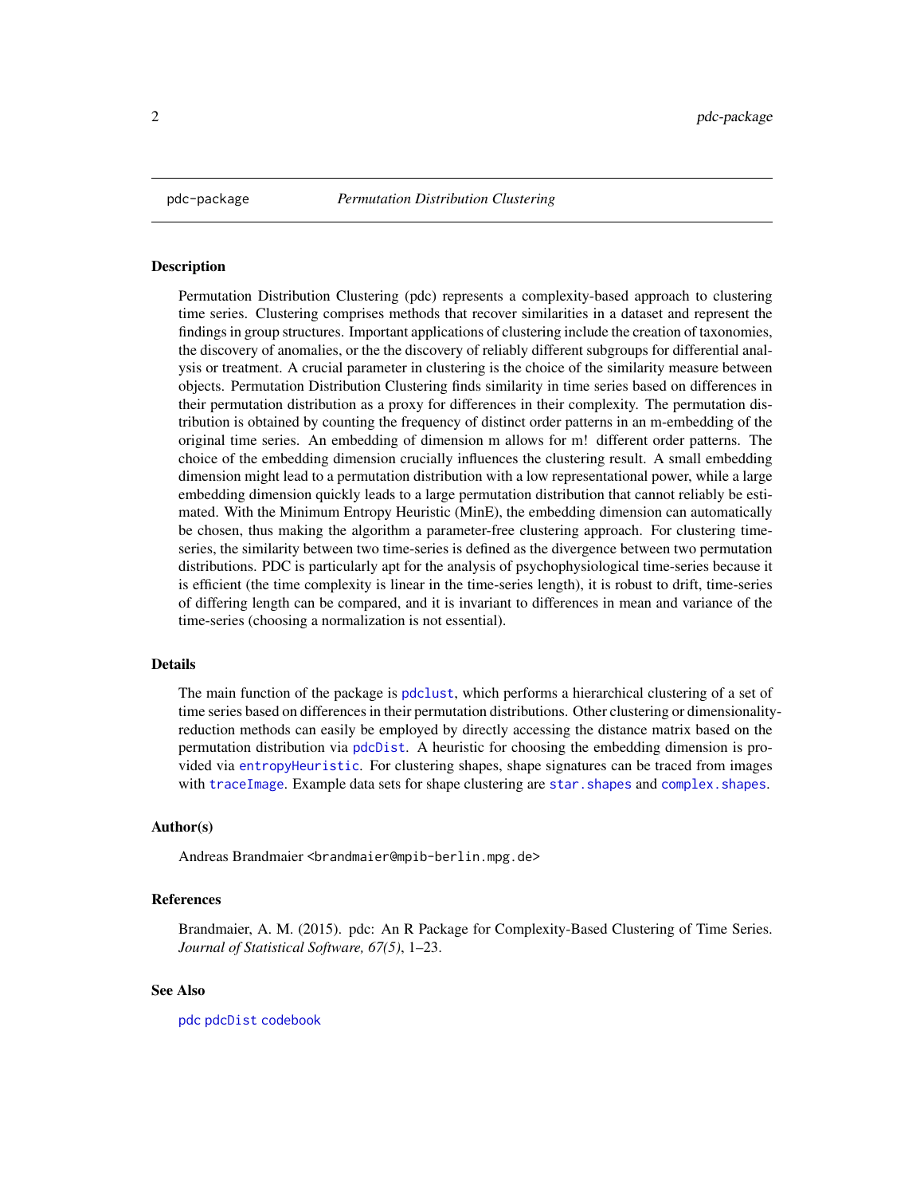pdc-package *Permutation Distribution Clustering*

### Description

Permutation Distribution Clustering (pdc) represents a complexity-based approach to clustering time series. Clustering comprises methods that recover similarities in a dataset and represent the findings in group structures. Important applications of clustering include the creation of taxonomies, the discovery of anomalies, or the the discovery of reliably different subgroups for differential analysis or treatment. A crucial parameter in clustering is the choice of the similarity measure between objects. Permutation Distribution Clustering finds similarity in time series based on differences in their permutation distribution as a proxy for differences in their complexity. The permutation distribution is obtained by counting the frequency of distinct order patterns in an m-embedding of the original time series. An embedding of dimension m allows for m! different order patterns. The choice of the embedding dimension crucially influences the clustering result. A small embedding dimension might lead to a permutation distribution with a low representational power, while a large embedding dimension quickly leads to a large permutation distribution that cannot reliably be estimated. With the Minimum Entropy Heuristic (MinE), the embedding dimension can automatically be chosen, thus making the algorithm a parameter-free clustering approach. For clustering time-series, the similarity between two time-series is defined as the divergence between two permutation distributions. PDC is particularly apt for the analysis of psychophysiological time-series because it is efficient (the time complexity is linear in the time-series length), it is robust to drift, time-series of differing length can be compared, and it is invariant to differences in mean and variance of the time-series (choosing a normalization is not essential).

### Details

The main function of the package is `pdclust`, which performs a hierarchical clustering of a set of time series based on differences in their permutation distributions. Other clustering or dimensionality-reduction methods can easily be employed by directly accessing the distance matrix based on the permutation distribution via `pdcDist`. A heuristic for choosing the embedding dimension is provided via `entropyHeuristic`. For clustering shapes, shape signatures can be traced from images with `traceImage`. Example data sets for shape clustering are `star.shapes` and `complex.shapes`.

### Author(s)

Andreas Brandmaier <brandmaier@mpib-berlin.mpg.de>

### References

Brandmaier, A. M. (2015). pdc: An R Package for Complexity-Based Clustering of Time Series. *Journal of Statistical Software, 67(5)*, 1–23.

### See Also

`pdc` `pdcDist` `codebook`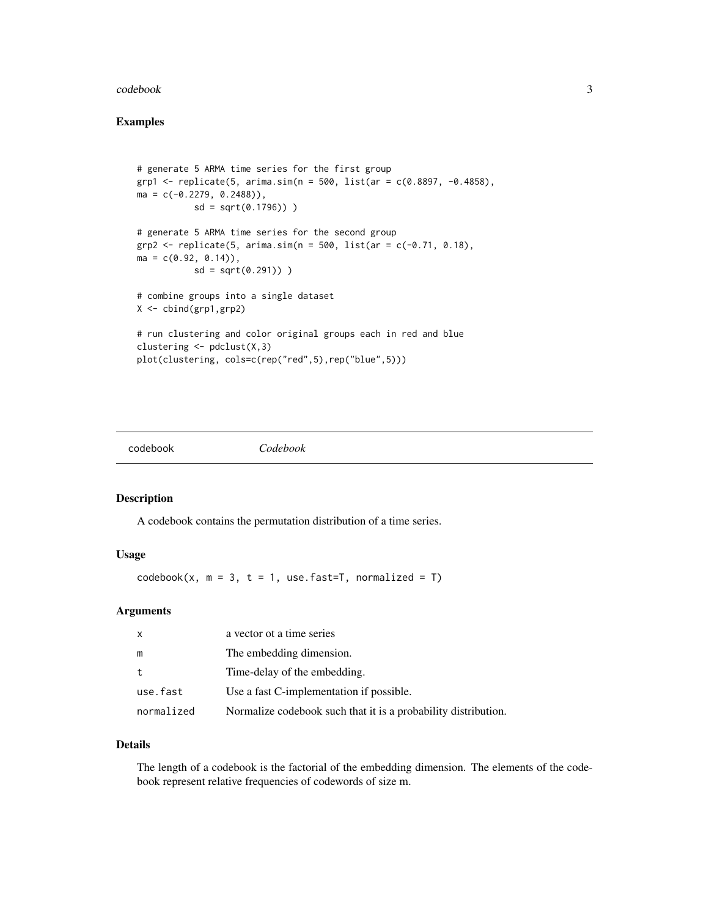## Examples

```
# generate 5 ARMA time series for the first group
grp1 <- replicate(5, arima.sim(n = 500, list(ar = c(0.8897, -0.4858),
ma = c(-0.2279, 0.2488)),
          sd = sqrt(0.1796)) )

# generate 5 ARMA time series for the second group
grp2 <- replicate(5, arima.sim(n = 500, list(ar = c(-0.71, 0.18),
ma = c(0.92, 0.14)),
          sd = sqrt(0.291)) )

# combine groups into a single dataset
X <- cbind(grp1,grp2)

# run clustering and color original groups each in red and blue
clustering <- pdclust(X,3)
plot(clustering, cols=c(rep("red",5),rep("blue",5)))
```

---

# codebook    *Codebook*

---

## Description

A codebook contains the permutation distribution of a time series.

## Usage

```
codebook(x, m = 3, t = 1, use.fast=T, normalized = T)
```

## Arguments

| | |
|---|---|
| x | a vector ot a time series |
| m | The embedding dimension. |
| t | Time-delay of the embedding. |
| use.fast | Use a fast C-implementation if possible. |
| normalized | Normalize codebook such that it is a probability distribution. |

## Details

The length of a codebook is the factorial of the embedding dimension. The elements of the codebook represent relative frequencies of codewords of size m.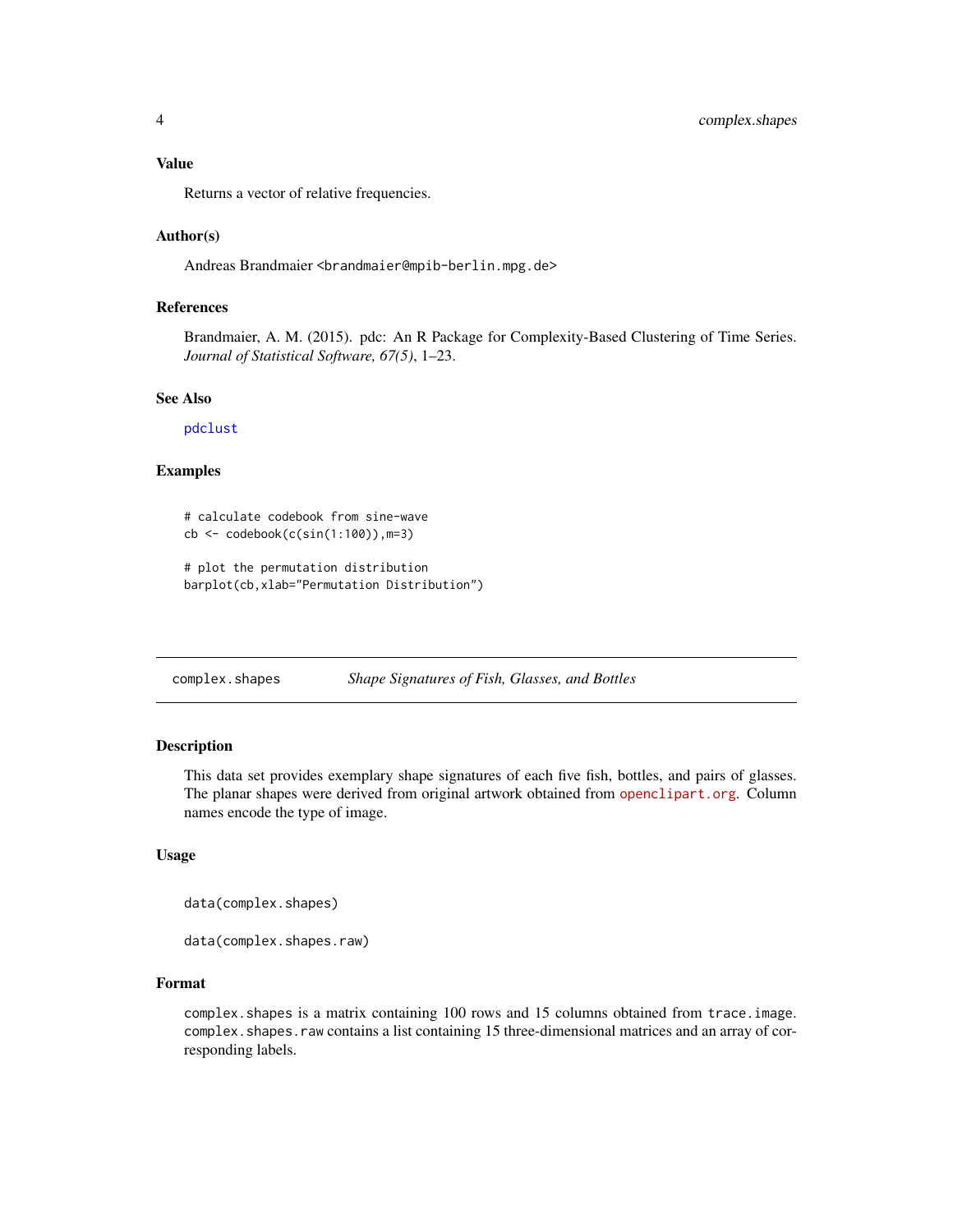### Value

Returns a vector of relative frequencies.

### Author(s)

Andreas Brandmaier <brandmaier@mpib-berlin.mpg.de>

### References

Brandmaier, A. M. (2015). pdc: An R Package for Complexity-Based Clustering of Time Series. *Journal of Statistical Software, 67(5)*, 1–23.

### See Also

pdclust

### Examples

```
# calculate codebook from sine-wave
cb <- codebook(c(sin(1:100)),m=3)

# plot the permutation distribution
barplot(cb,xlab="Permutation Distribution")
```

---

## complex.shapes *Shape Signatures of Fish, Glasses, and Bottles*

---

### Description

This data set provides exemplary shape signatures of each five fish, bottles, and pairs of glasses. The planar shapes were derived from original artwork obtained from openclipart.org. Column names encode the type of image.

### Usage

```
data(complex.shapes)

data(complex.shapes.raw)
```

### Format

`complex.shapes` is a matrix containing 100 rows and 15 columns obtained from `trace.image`. `complex.shapes.raw` contains a list containing 15 three-dimensional matrices and an array of corresponding labels.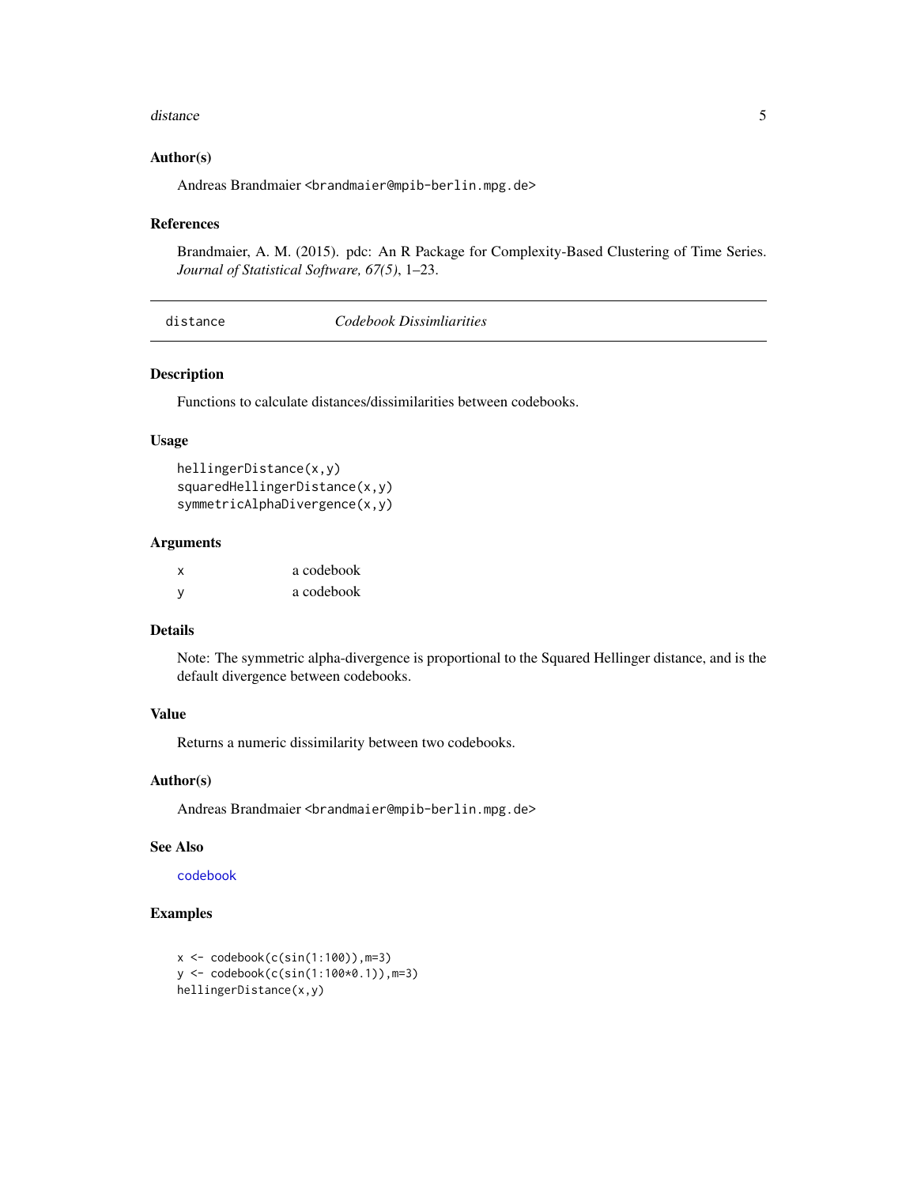### Author(s)

Andreas Brandmaier <brandmaier@mpib-berlin.mpg.de>

### References

Brandmaier, A. M. (2015). pdc: An R Package for Complexity-Based Clustering of Time Series. *Journal of Statistical Software, 67(5)*, 1–23.

---

## distance — *Codebook Dissimliarities*

---

### Description

Functions to calculate distances/dissimilarities between codebooks.

### Usage

```
hellingerDistance(x,y)
squaredHellingerDistance(x,y)
symmetricAlphaDivergence(x,y)
```

### Arguments

| | |
|---|---|
| x | a codebook |
| y | a codebook |

### Details

Note: The symmetric alpha-divergence is proportional to the Squared Hellinger distance, and is the default divergence between codebooks.

### Value

Returns a numeric dissimilarity between two codebooks.

### Author(s)

Andreas Brandmaier <brandmaier@mpib-berlin.mpg.de>

### See Also

codebook

### Examples

```
x <- codebook(c(sin(1:100)),m=3)
y <- codebook(c(sin(1:100*0.1)),m=3)
hellingerDistance(x,y)
```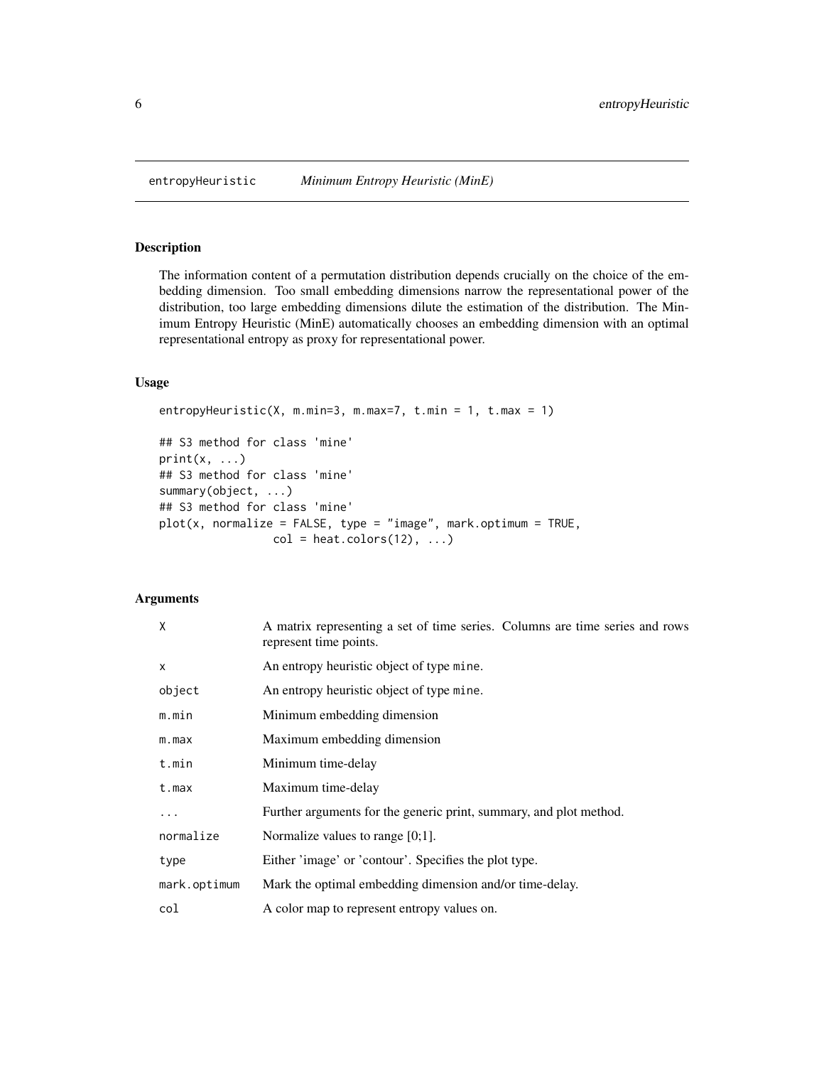entropyHeuristic *Minimum Entropy Heuristic (MinE)*

## Description

The information content of a permutation distribution depends crucially on the choice of the embedding dimension. Too small embedding dimensions narrow the representational power of the distribution, too large embedding dimensions dilute the estimation of the distribution. The Minimum Entropy Heuristic (MinE) automatically chooses an embedding dimension with an optimal representational entropy as proxy for representational power.

## Usage

```
entropyHeuristic(X, m.min=3, m.max=7, t.min = 1, t.max = 1)

## S3 method for class 'mine'
print(x, ...)
## S3 method for class 'mine'
summary(object, ...)
## S3 method for class 'mine'
plot(x, normalize = FALSE, type = "image", mark.optimum = TRUE,
                 col = heat.colors(12), ...)
```

## Arguments

| | |
|---|---|
| `X` | A matrix representing a set of time series. Columns are time series and rows represent time points. |
| `x` | An entropy heuristic object of type `mine`. |
| `object` | An entropy heuristic object of type `mine`. |
| `m.min` | Minimum embedding dimension |
| `m.max` | Maximum embedding dimension |
| `t.min` | Minimum time-delay |
| `t.max` | Maximum time-delay |
| `...` | Further arguments for the generic print, summary, and plot method. |
| `normalize` | Normalize values to range [0;1]. |
| `type` | Either 'image' or 'contour'. Specifies the plot type. |
| `mark.optimum` | Mark the optimal embedding dimension and/or time-delay. |
| `col` | A color map to represent entropy values on. |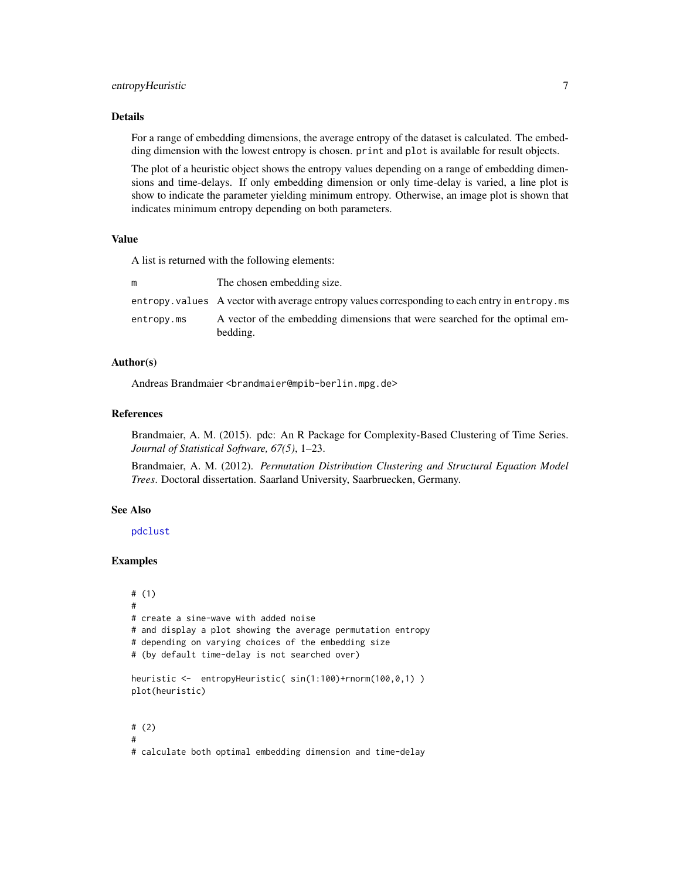### Details

For a range of embedding dimensions, the average entropy of the dataset is calculated. The embedding dimension with the lowest entropy is chosen. `print` and `plot` is available for result objects.

The plot of a heuristic object shows the entropy values depending on a range of embedding dimensions and time-delays. If only embedding dimension or only time-delay is varied, a line plot is show to indicate the parameter yielding minimum entropy. Otherwise, an image plot is shown that indicates minimum entropy depending on both parameters.

### Value

A list is returned with the following elements:

| | |
|---|---|
| `m` | The chosen embedding size. |
| `entropy.values` | A vector with average entropy values corresponding to each entry in `entropy.ms` |
| `entropy.ms` | A vector of the embedding dimensions that were searched for the optimal embedding. |

### Author(s)

Andreas Brandmaier <brandmaier@mpib-berlin.mpg.de>

### References

Brandmaier, A. M. (2015). pdc: An R Package for Complexity-Based Clustering of Time Series. *Journal of Statistical Software, 67(5)*, 1–23.

Brandmaier, A. M. (2012). *Permutation Distribution Clustering and Structural Equation Model Trees*. Doctoral dissertation. Saarland University, Saarbruecken, Germany.

### See Also

pdclust

### Examples

```
# (1)
#
# create a sine-wave with added noise
# and display a plot showing the average permutation entropy
# depending on varying choices of the embedding size
# (by default time-delay is not searched over)

heuristic <-  entropyHeuristic( sin(1:100)+rnorm(100,0,1) )
plot(heuristic)


# (2)
#
# calculate both optimal embedding dimension and time-delay
```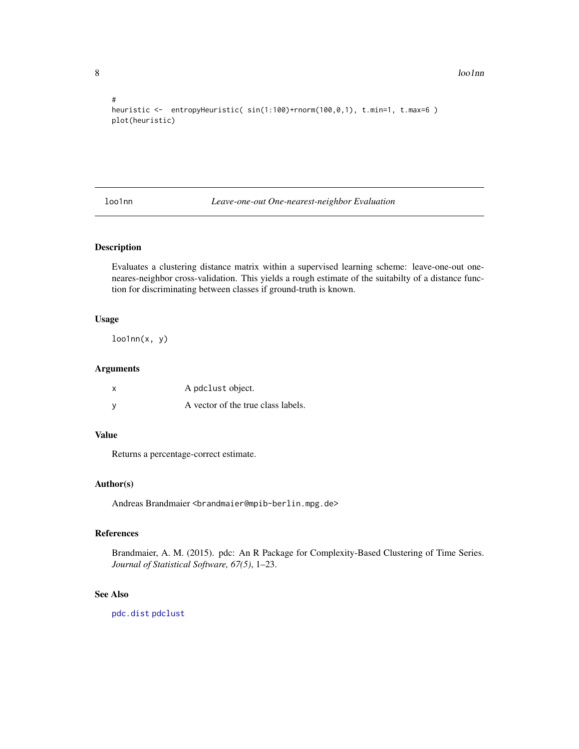```
#
heuristic <-  entropyHeuristic( sin(1:100)+rnorm(100,0,1), t.min=1, t.max=6 )
plot(heuristic)
```

## loo1nn — *Leave-one-out One-nearest-neighbor Evaluation*

### Description

Evaluates a clustering distance matrix within a supervised learning scheme: leave-one-out one-neares-neighbor cross-validation. This yields a rough estimate of the suitabilty of a distance function for discriminating between classes if ground-truth is known.

### Usage

```
loo1nn(x, y)
```

### Arguments

| | |
|---|---|
| x | A `pdclust` object. |
| y | A vector of the true class labels. |

### Value

Returns a percentage-correct estimate.

### Author(s)

Andreas Brandmaier <brandmaier@mpib-berlin.mpg.de>

### References

Brandmaier, A. M. (2015). pdc: An R Package for Complexity-Based Clustering of Time Series. *Journal of Statistical Software, 67(5)*, 1–23.

### See Also

`pdc.dist` `pdclust`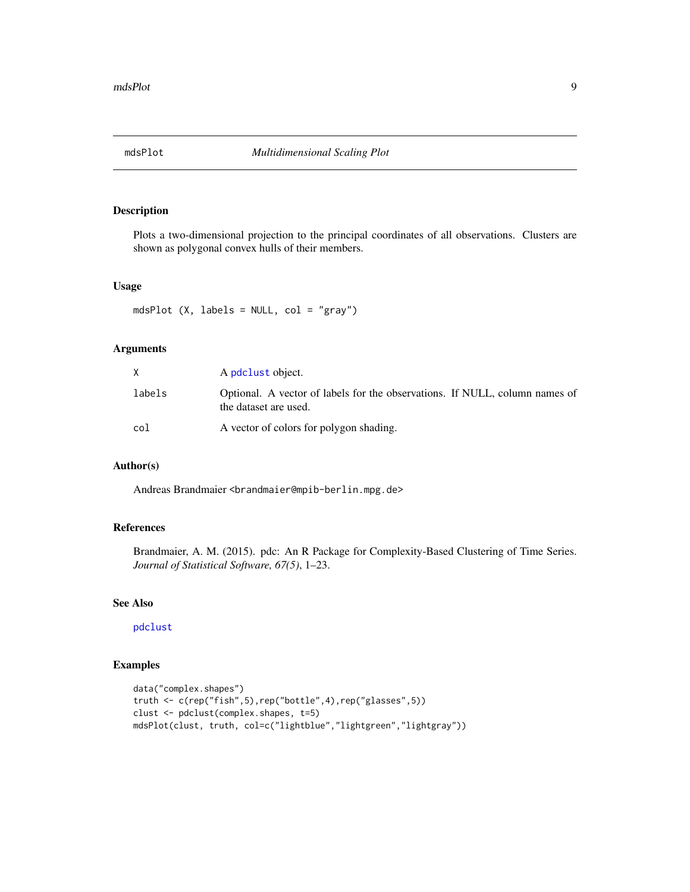# mdsPlot *Multidimensional Scaling Plot*

## Description

Plots a two-dimensional projection to the principal coordinates of all observations. Clusters are shown as polygonal convex hulls of their members.

## Usage

```
mdsPlot (X, labels = NULL, col = "gray")
```

## Arguments

| | |
|---|---|
| X | A pdclust object. |
| labels | Optional. A vector of labels for the observations. If NULL, column names of the dataset are used. |
| col | A vector of colors for polygon shading. |

## Author(s)

Andreas Brandmaier <brandmaier@mpib-berlin.mpg.de>

## References

Brandmaier, A. M. (2015). pdc: An R Package for Complexity-Based Clustering of Time Series. *Journal of Statistical Software, 67(5)*, 1–23.

## See Also

pdclust

## Examples

```
data("complex.shapes")
truth <- c(rep("fish",5),rep("bottle",4),rep("glasses",5))
clust <- pdclust(complex.shapes, t=5)
mdsPlot(clust, truth, col=c("lightblue","lightgreen","lightgray"))
```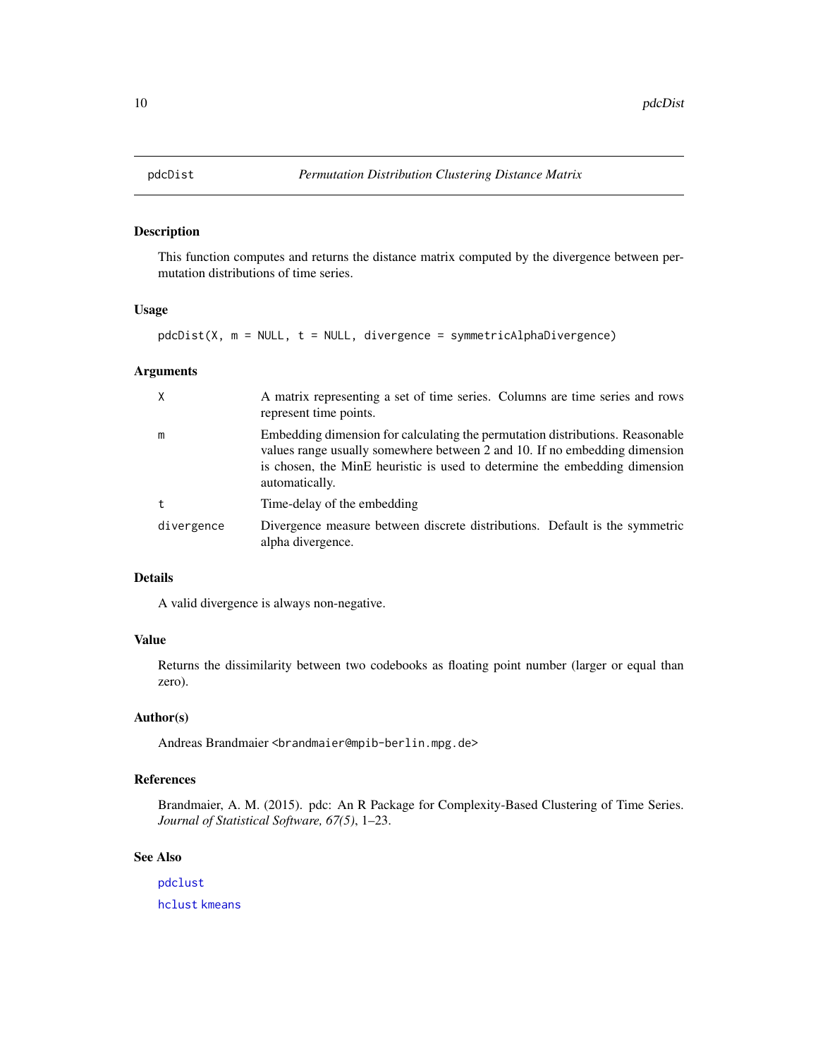# pdcDist    *Permutation Distribution Clustering Distance Matrix*

## Description

This function computes and returns the distance matrix computed by the divergence between permutation distributions of time series.

## Usage

```
pdcDist(X, m = NULL, t = NULL, divergence = symmetricAlphaDivergence)
```

## Arguments

| | |
|---|---|
| `X` | A matrix representing a set of time series. Columns are time series and rows represent time points. |
| `m` | Embedding dimension for calculating the permutation distributions. Reasonable values range usually somewhere between 2 and 10. If no embedding dimension is chosen, the MinE heuristic is used to determine the embedding dimension automatically. |
| `t` | Time-delay of the embedding |
| `divergence` | Divergence measure between discrete distributions. Default is the symmetric alpha divergence. |

## Details

A valid divergence is always non-negative.

## Value

Returns the dissimilarity between two codebooks as floating point number (larger or equal than zero).

## Author(s)

Andreas Brandmaier <brandmaier@mpib-berlin.mpg.de>

## References

Brandmaier, A. M. (2015). pdc: An R Package for Complexity-Based Clustering of Time Series. *Journal of Statistical Software, 67(5)*, 1–23.

## See Also

`pdclust`

`hclust` `kmeans`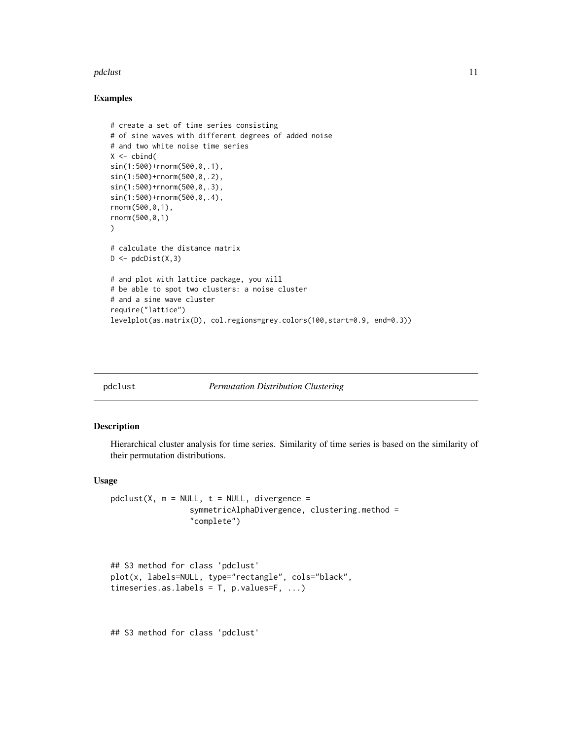## Examples

```
# create a set of time series consisting
# of sine waves with different degrees of added noise
# and two white noise time series
X <- cbind(
sin(1:500)+rnorm(500,0,.1),
sin(1:500)+rnorm(500,0,.2),
sin(1:500)+rnorm(500,0,.3),
sin(1:500)+rnorm(500,0,.4),
rnorm(500,0,1),
rnorm(500,0,1)
)

# calculate the distance matrix
D <- pdcDist(X,3)

# and plot with lattice package, you will
# be able to spot two clusters: a noise cluster
# and a sine wave cluster
require("lattice")
levelplot(as.matrix(D), col.regions=grey.colors(100,start=0.9, end=0.3))
```

---

# pdclust *Permutation Distribution Clustering*

## Description

Hierarchical cluster analysis for time series. Similarity of time series is based on the similarity of their permutation distributions.

## Usage

```
pdclust(X, m = NULL, t = NULL, divergence =
                 symmetricAlphaDivergence, clustering.method =
                 "complete")



## S3 method for class 'pdclust'
plot(x, labels=NULL, type="rectangle", cols="black",
timeseries.as.labels = T, p.values=F, ...)



## S3 method for class 'pdclust'
```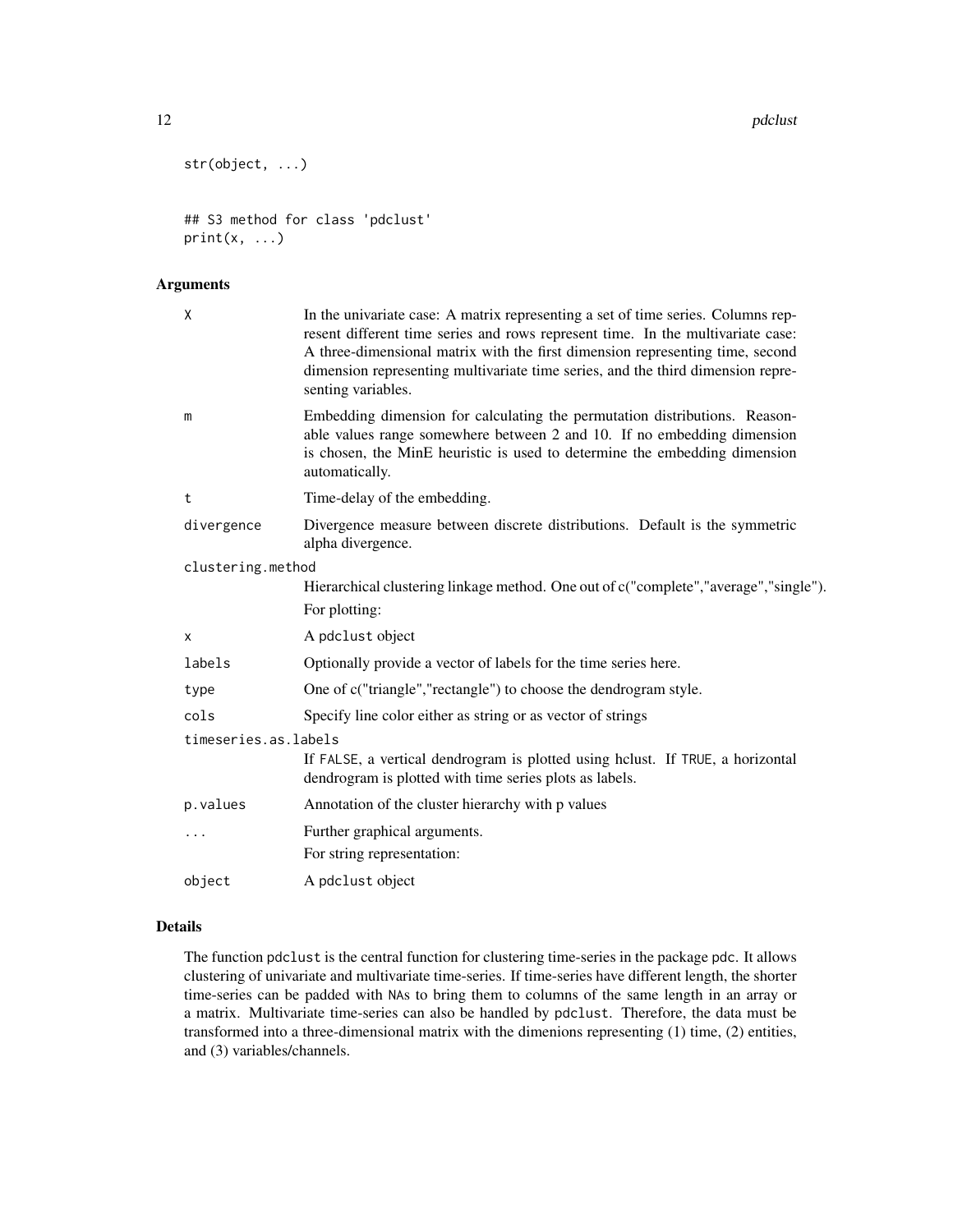```
str(object, ...)


## S3 method for class 'pdclust'
print(x, ...)
```

## Arguments

| | |
|---|---|
| `X` | In the univariate case: A matrix representing a set of time series. Columns represent different time series and rows represent time. In the multivariate case: A three-dimensional matrix with the first dimension representing time, second dimension representing multivariate time series, and the third dimension representing variables. |
| `m` | Embedding dimension for calculating the permutation distributions. Reasonable values range somewhere between 2 and 10. If no embedding dimension is chosen, the MinE heuristic is used to determine the embedding dimension automatically. |
| `t` | Time-delay of the embedding. |
| `divergence` | Divergence measure between discrete distributions. Default is the symmetric alpha divergence. |
| `clustering.method` | Hierarchical clustering linkage method. One out of c("complete","average","single"). For plotting: |
| `x` | A `pdclust` object |
| `labels` | Optionally provide a vector of labels for the time series here. |
| `type` | One of c("triangle","rectangle") to choose the dendrogram style. |
| `cols` | Specify line color either as string or as vector of strings |
| `timeseries.as.labels` | If `FALSE`, a vertical dendrogram is plotted using hclust. If `TRUE`, a horizontal dendrogram is plotted with time series plots as labels. |
| `p.values` | Annotation of the cluster hierarchy with p values |
| `...` | Further graphical arguments. For string representation: |
| `object` | A `pdclust` object |

## Details

The function `pdclust` is the central function for clustering time-series in the package `pdc`. It allows clustering of univariate and multivariate time-series. If time-series have different length, the shorter time-series can be padded with `NA`s to bring them to columns of the same length in an array or a matrix. Multivariate time-series can also be handled by `pdclust`. Therefore, the data must be transformed into a three-dimensional matrix with the dimenions representing (1) time, (2) entities, and (3) variables/channels.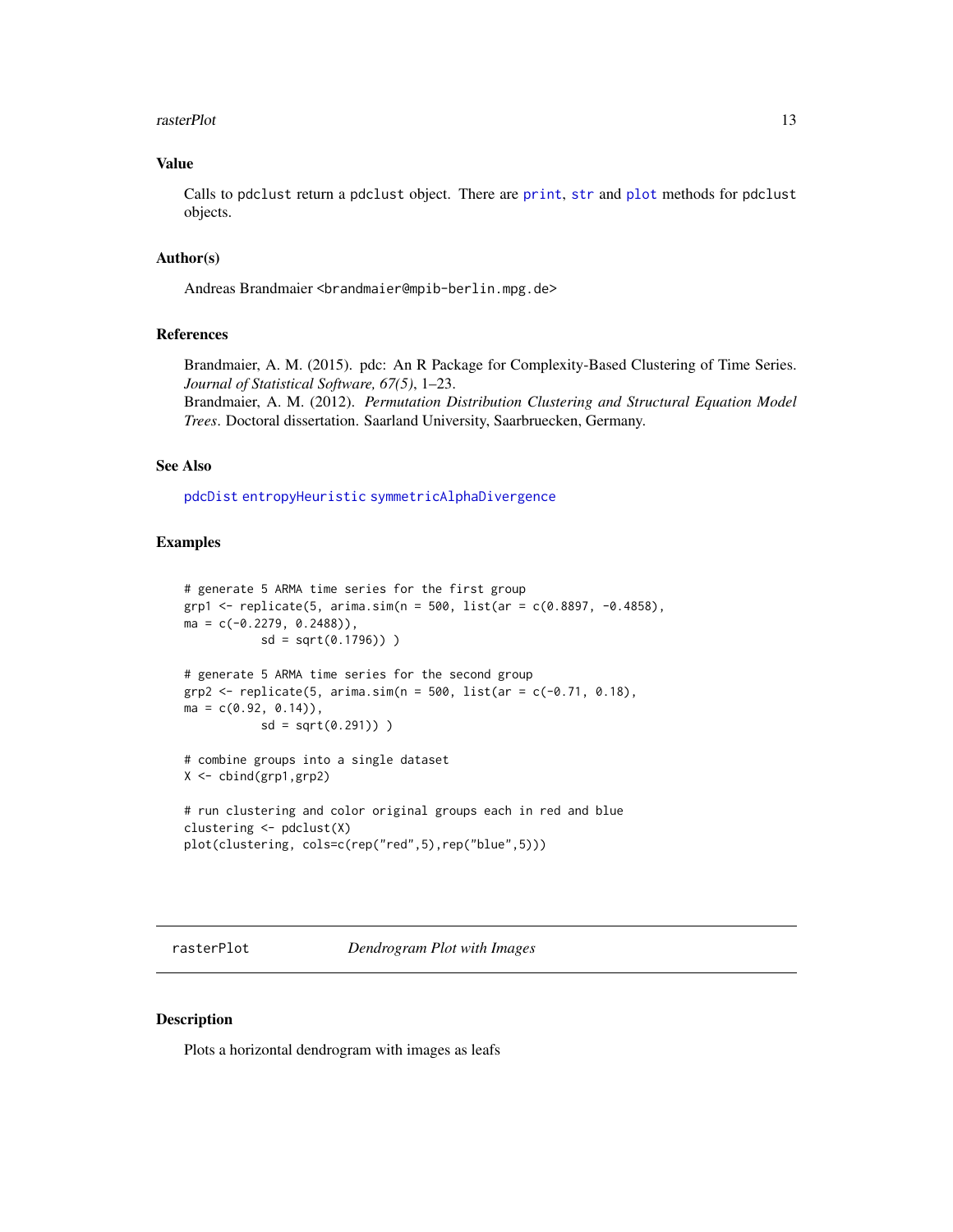### Value

Calls to pdclust return a pdclust object. There are print, str and plot methods for pdclust objects.

### Author(s)

Andreas Brandmaier <brandmaier@mpib-berlin.mpg.de>

### References

Brandmaier, A. M. (2015). pdc: An R Package for Complexity-Based Clustering of Time Series. *Journal of Statistical Software, 67(5)*, 1–23.
Brandmaier, A. M. (2012). *Permutation Distribution Clustering and Structural Equation Model Trees*. Doctoral dissertation. Saarland University, Saarbruecken, Germany.

### See Also

pdcDist entropyHeuristic symmetricAlphaDivergence

### Examples

```
# generate 5 ARMA time series for the first group
grp1 <- replicate(5, arima.sim(n = 500, list(ar = c(0.8897, -0.4858),
ma = c(-0.2279, 0.2488)),
           sd = sqrt(0.1796)) )

# generate 5 ARMA time series for the second group
grp2 <- replicate(5, arima.sim(n = 500, list(ar = c(-0.71, 0.18),
ma = c(0.92, 0.14)),
           sd = sqrt(0.291)) )

# combine groups into a single dataset
X <- cbind(grp1,grp2)

# run clustering and color original groups each in red and blue
clustering <- pdclust(X)
plot(clustering, cols=c(rep("red",5),rep("blue",5)))
```

---

## rasterPlot *Dendrogram Plot with Images*

### Description

Plots a horizontal dendrogram with images as leafs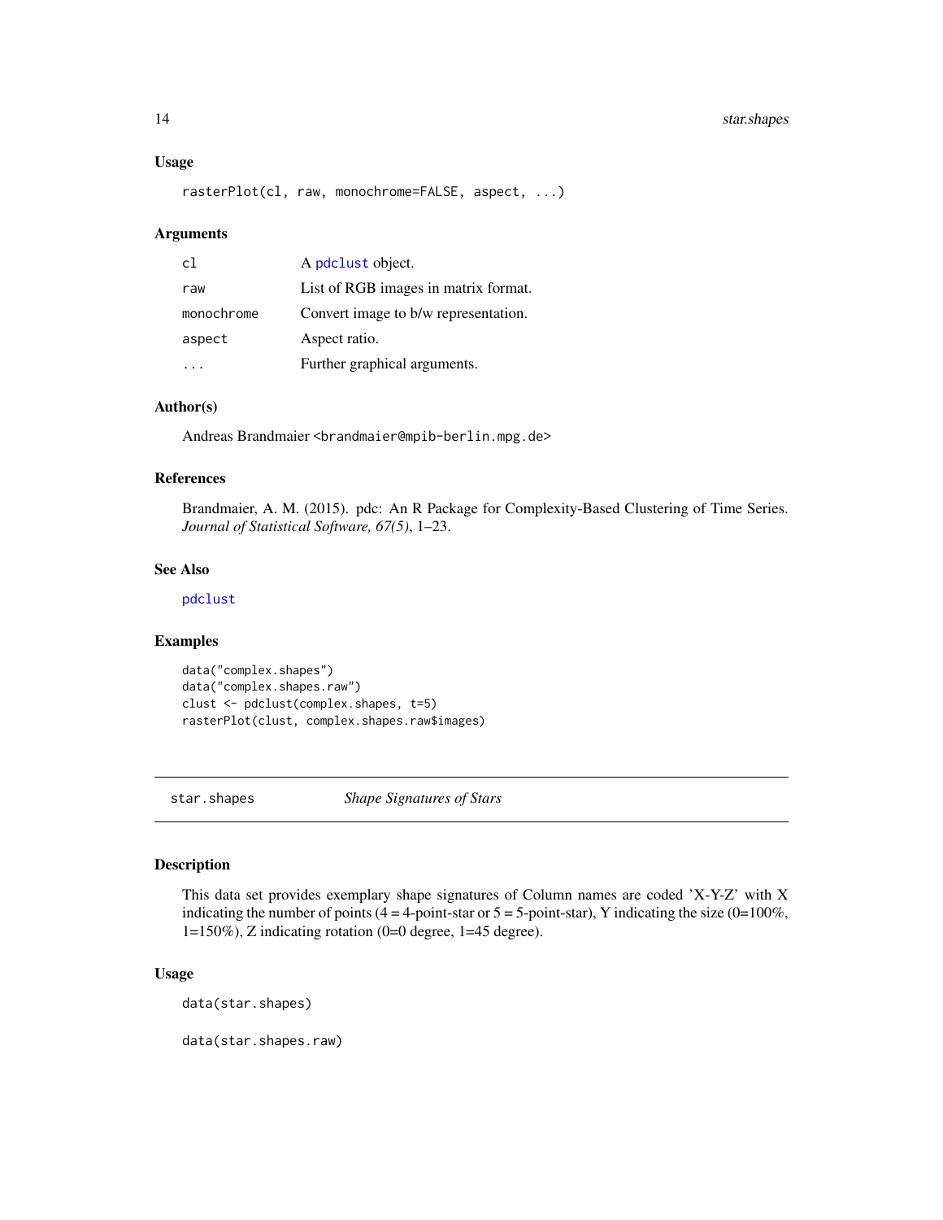### Usage

```
rasterPlot(cl, raw, monochrome=FALSE, aspect, ...)
```

### Arguments

| | |
|---|---|
| `cl` | A `pdclust` object. |
| `raw` | List of RGB images in matrix format. |
| `monochrome` | Convert image to b/w representation. |
| `aspect` | Aspect ratio. |
| `...` | Further graphical arguments. |

### Author(s)

Andreas Brandmaier <brandmaier@mpib-berlin.mpg.de>

### References

Brandmaier, A. M. (2015). pdc: An R Package for Complexity-Based Clustering of Time Series. *Journal of Statistical Software, 67(5)*, 1–23.

### See Also

`pdclust`

### Examples

```
data("complex.shapes")
data("complex.shapes.raw")
clust <- pdclust(complex.shapes, t=5)
rasterPlot(clust, complex.shapes.raw$images)
```

---

## star.shapes — *Shape Signatures of Stars*

---

### Description

This data set provides exemplary shape signatures of Column names are coded 'X-Y-Z' with X indicating the number of points (4 = 4-point-star or 5 = 5-point-star), Y indicating the size (0=100%, 1=150%), Z indicating rotation (0=0 degree, 1=45 degree).

### Usage

```
data(star.shapes)

data(star.shapes.raw)
```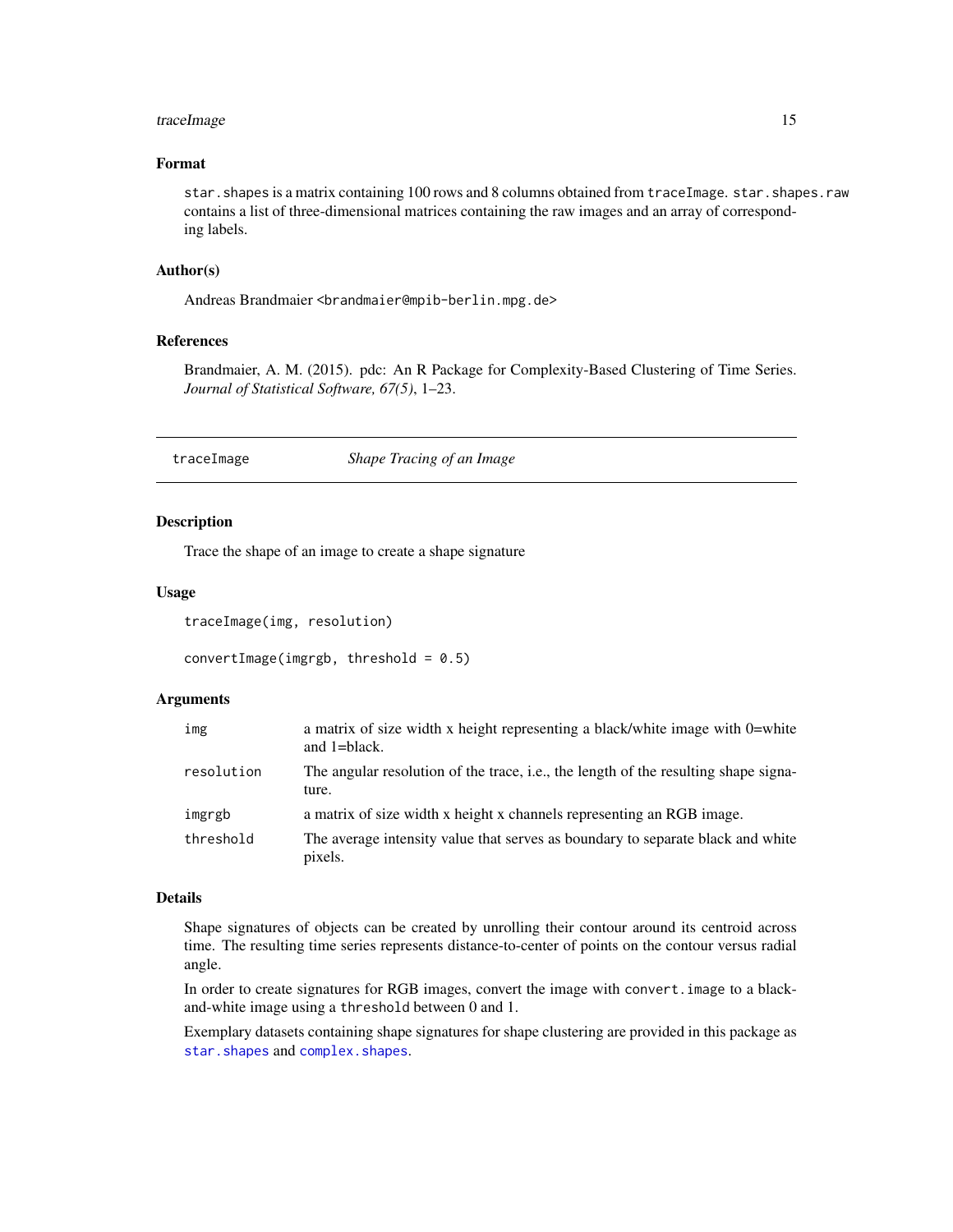### Format

`star.shapes` is a matrix containing 100 rows and 8 columns obtained from `traceImage`. `star.shapes.raw` contains a list of three-dimensional matrices containing the raw images and an array of corresponding labels.

### Author(s)

Andreas Brandmaier <brandmaier@mpib-berlin.mpg.de>

### References

Brandmaier, A. M. (2015). pdc: An R Package for Complexity-Based Clustering of Time Series. *Journal of Statistical Software, 67(5)*, 1–23.

---

## traceImage — *Shape Tracing of an Image*

---

### Description

Trace the shape of an image to create a shape signature

### Usage

```
traceImage(img, resolution)

convertImage(imgrgb, threshold = 0.5)
```

### Arguments

| | |
|---|---|
| `img` | a matrix of size width x height representing a black/white image with 0=white and 1=black. |
| `resolution` | The angular resolution of the trace, i.e., the length of the resulting shape signature. |
| `imgrgb` | a matrix of size width x height x channels representing an RGB image. |
| `threshold` | The average intensity value that serves as boundary to separate black and white pixels. |

### Details

Shape signatures of objects can be created by unrolling their contour around its centroid across time. The resulting time series represents distance-to-center of points on the contour versus radial angle.

In order to create signatures for RGB images, convert the image with `convert.image` to a black-and-white image using a `threshold` between 0 and 1.

Exemplary datasets containing shape signatures for shape clustering are provided in this package as `star.shapes` and `complex.shapes`.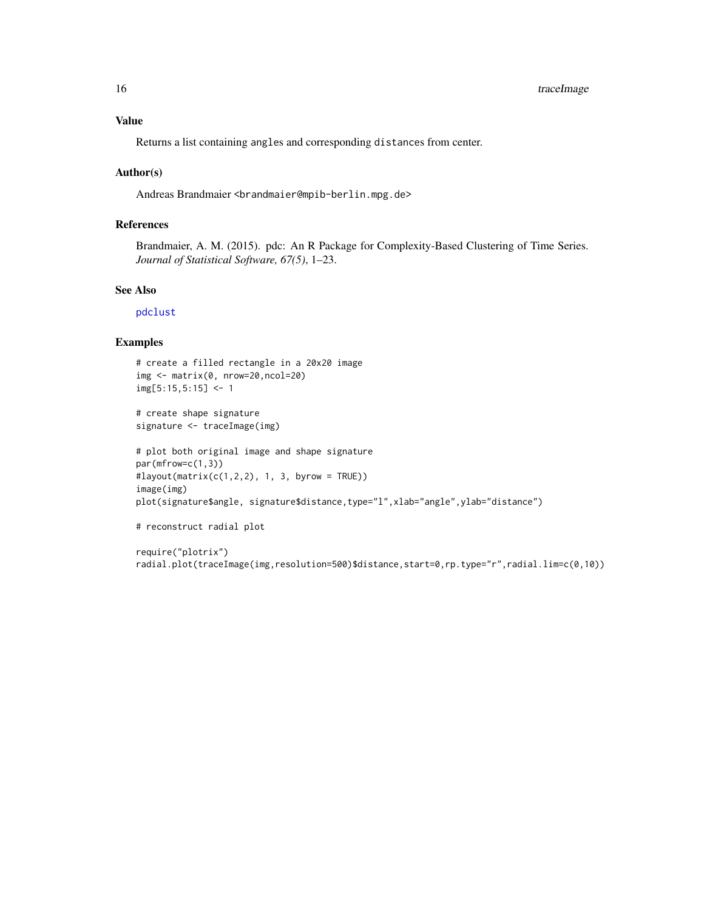## Value

Returns a list containing `angles` and corresponding `distances` from center.

## Author(s)

Andreas Brandmaier <brandmaier@mpib-berlin.mpg.de>

## References

Brandmaier, A. M. (2015). pdc: An R Package for Complexity-Based Clustering of Time Series. *Journal of Statistical Software, 67(5)*, 1–23.

## See Also

pdclust

## Examples

```
# create a filled rectangle in a 20x20 image
img <- matrix(0, nrow=20,ncol=20)
img[5:15,5:15] <- 1

# create shape signature
signature <- traceImage(img)

# plot both original image and shape signature
par(mfrow=c(1,3))
#layout(matrix(c(1,2,2), 1, 3, byrow = TRUE))
image(img)
plot(signature$angle, signature$distance,type="l",xlab="angle",ylab="distance")

# reconstruct radial plot

require("plotrix")
radial.plot(traceImage(img,resolution=500)$distance,start=0,rp.type="r",radial.lim=c(0,10))
```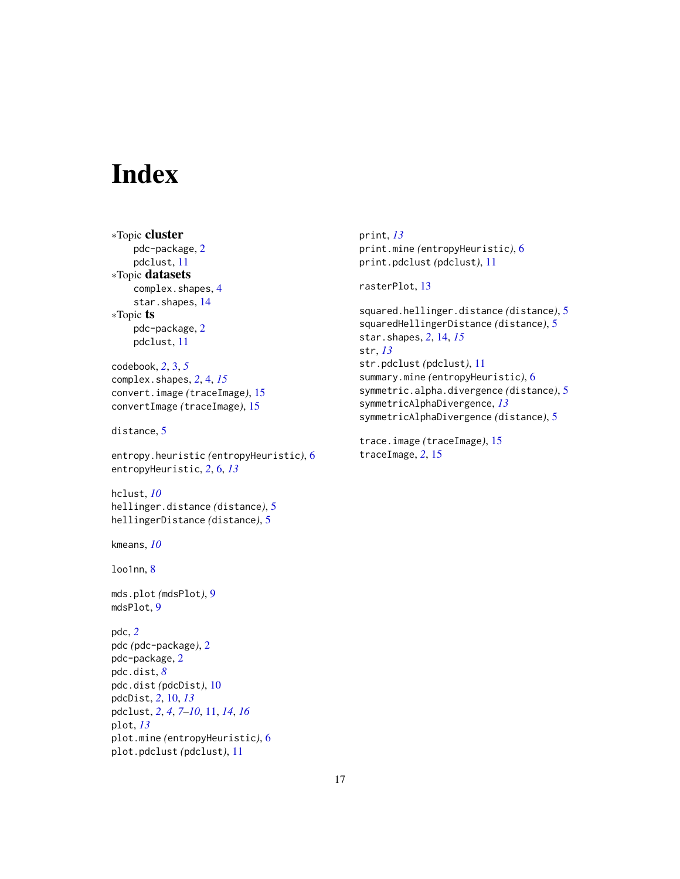# Index

*Topic **cluster**
pdc-package, 2
pdclust, 11
*Topic **datasets**
complex.shapes, 4
star.shapes, 14
*Topic **ts**
pdc-package, 2
pdclust, 11

codebook, *2*, 3, *5*
complex.shapes, *2*, 4, *15*
convert.image (traceImage), 15
convertImage (traceImage), 15

distance, 5

entropy.heuristic (entropyHeuristic), 6
entropyHeuristic, *2*, 6, *13*

hclust, *10*
hellinger.distance (distance), 5
hellingerDistance (distance), 5

kmeans, *10*

loo1nn, 8

mds.plot (mdsPlot), 9
mdsPlot, 9

pdc, *2*
pdc (pdc-package), 2
pdc-package, 2
pdc.dist, *8*
pdc.dist (pdcDist), 10
pdcDist, *2*, 10, *13*
pdclust, *2*, *4*, *7–10*, 11, *14*, *16*
plot, *13*
plot.mine (entropyHeuristic), 6
plot.pdclust (pdclust), 11

print, *13*
print.mine (entropyHeuristic), 6
print.pdclust (pdclust), 11

rasterPlot, 13

squared.hellinger.distance (distance), 5
squaredHellingerDistance (distance), 5
star.shapes, *2*, 14, *15*
str, *13*
str.pdclust (pdclust), 11
summary.mine (entropyHeuristic), 6
symmetric.alpha.divergence (distance), 5
symmetricAlphaDivergence, *13*
symmetricAlphaDivergence (distance), 5

trace.image (traceImage), 15
traceImage, *2*, 15